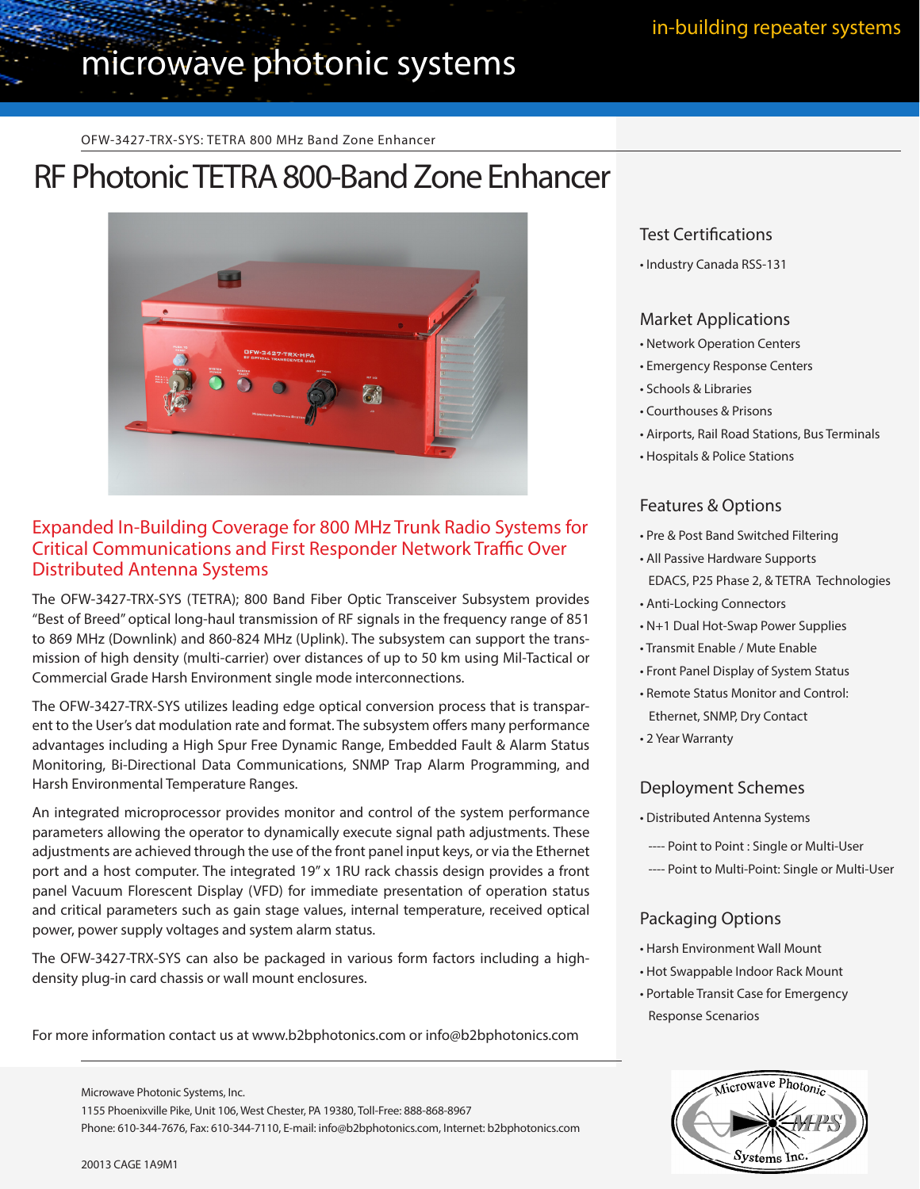microwave photonic systems

in-building repeater systems

OFW-3427-TRX-SYS: TETRA 800 MHz Band Zone Enhancer

# RF Photonic TETRA 800-Band Zone Enhancer

## Expanded In-Building Coverage for 800 MHz Trunk Radio Systems for Critical Communications and First Responder Network Traffic Over Distributed Antenna Systems

The OFW-3427-TRX-SYS (TETRA); 800 Band Fiber Optic Transceiver Subsystem provides "Best of Breed" optical long-haul transmission of RF signals in the frequency range of 851 to 869 MHz (Downlink) and 860-824 MHz (Uplink). The subsystem can support the transmission of high density (multi-carrier) over distances of up to 50 km using Mil-Tactical or Commercial Grade Harsh Environment single mode interconnections.

The OFW-3427-TRX-SYS utilizes leading edge optical conversion process that is transparent to the User's dat modulation rate and format. The subsystem offers many performance advantages including a High Spur Free Dynamic Range, Embedded Fault & Alarm Status Monitoring, Bi-Directional Data Communications, SNMP Trap Alarm Programming, and Harsh Environmental Temperature Ranges.

An integrated microprocessor provides monitor and control of the system performance parameters allowing the operator to dynamically execute signal path adjustments. These adjustments are achieved through the use of the front panel input keys, or via the Ethernet port and a host computer. The integrated 19" x 1RU rack chassis design provides a front panel Vacuum Florescent Display (VFD) for immediate presentation of operation status and critical parameters such as gain stage values, internal temperature, received optical power, power supply voltages and system alarm status.

The OFW-3427-TRX-SYS can also be packaged in various form factors including a high-density plug-in card chassis or wall mount enclosures.

For more information contact us at www.b2bphotonics.com or info@b2bphotonics.com

### Test Certifications

- Industry Canada RSS-131

### Market Applications

- Network Operation Centers
- Emergency Response Centers
- Schools & Libraries
- Courthouses & Prisons
- Airports, Rail Road Stations, Bus Terminals
- Hospitals & Police Stations

### Features & Options

- Pre & Post Band Switched Filtering
- All Passive Hardware Supports EDACS, P25 Phase 2, & TETRA Technologies
- Anti-Locking Connectors
- N+1 Dual Hot-Swap Power Supplies
- Transmit Enable / Mute Enable
- Front Panel Display of System Status
- Remote Status Monitor and Control: Ethernet, SNMP, Dry Contact
- 2 Year Warranty

### Deployment Schemes

- Distributed Antenna Systems
  - ---- Point to Point : Single or Multi-User
  - ---- Point to Multi-Point: Single or Multi-User

### Packaging Options

- Harsh Environment Wall Mount
- Hot Swappable Indoor Rack Mount
- Portable Transit Case for Emergency Response Scenarios

Microwave Photonic Systems, Inc.
1155 Phoenixville Pike, Unit 106, West Chester, PA 19380, Toll-Free: 888-868-8967
Phone: 610-344-7676, Fax: 610-344-7110, E-mail: info@b2bphotonics.com, Internet: b2bphotonics.com

20013 CAGE 1A9M1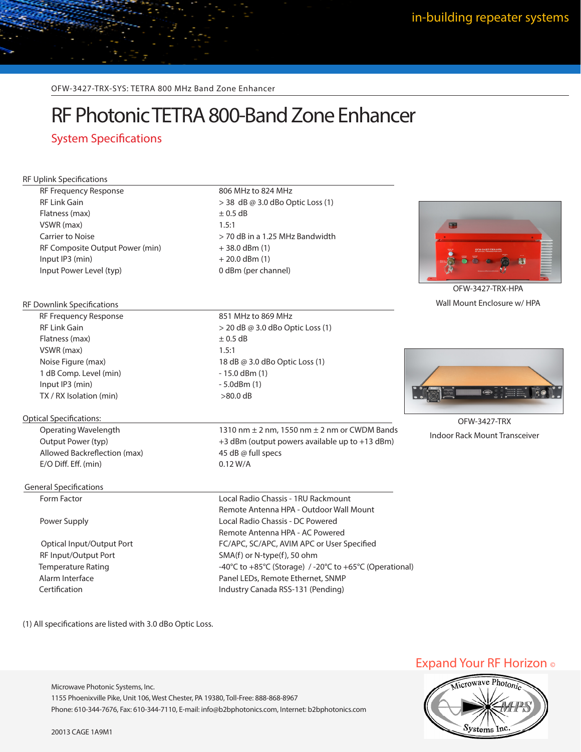OFW-3427-TRX-SYS: TETRA 800 MHz Band Zone Enhancer

# RF Photonic TETRA 800-Band Zone Enhancer

## System Specifications

RF Uplink Specifications

| | |
|---|---|
| RF Frequency Response | 806 MHz to 824 MHz |
| RF Link Gain | > 38 dB @ 3.0 dBo Optic Loss (1) |
| Flatness (max) | ± 0.5 dB |
| VSWR (max) | 1.5:1 |
| Carrier to Noise | > 70 dB in a 1.25 MHz Bandwidth |
| RF Composite Output Power (min) | + 38.0 dBm (1) |
| Input IP3 (min) | + 20.0 dBm (1) |
| Input Power Level (typ) | 0 dBm (per channel) |

RF Downlink Specifications

| | |
|---|---|
| RF Frequency Response | 851 MHz to 869 MHz |
| RF Link Gain | > 20 dB @ 3.0 dBo Optic Loss (1) |
| Flatness (max) | ± 0.5 dB |
| VSWR (max) | 1.5:1 |
| Noise Figure (max) | 18 dB @ 3.0 dBo Optic Loss (1) |
| 1 dB Comp. Level (min) | - 15.0 dBm (1) |
| Input IP3 (min) | - 5.0dBm (1) |
| TX / RX Isolation (min) | >80.0 dB |

Optical Specifications:

| | |
|---|---|
| Operating Wavelength | 1310 nm ± 2 nm, 1550 nm ± 2 nm or CWDM Bands |
| Output Power (typ) | +3 dBm (output powers available up to +13 dBm) |
| Allowed Backreflection (max) | 45 dB @ full specs |
| E/O Diff. Eff. (min) | 0.12 W/A |

General Specifications

| | |
|---|---|
| Form Factor | Local Radio Chassis - 1RU Rackmount<br>Remote Antenna HPA - Outdoor Wall Mount |
| Power Supply | Local Radio Chassis - DC Powered<br>Remote Antenna HPA - AC Powered |
| Optical Input/Output Port | FC/APC, SC/APC, AVIM APC or User Specified |
| RF Input/Output Port | SMA(f) or N-type(f), 50 ohm |
| Temperature Rating | -40°C to +85°C (Storage) / -20°C to +65°C (Operational) |
| Alarm Interface | Panel LEDs, Remote Ethernet, SNMP |
| Certification | Industry Canada RSS-131 (Pending) |

OFW-3427-TRX-HPA

Wall Mount Enclosure w/ HPA

OFW-3427-TRX

Indoor Rack Mount Transceiver

(1) All specifications are listed with 3.0 dBo Optic Loss.

Expand Your RF Horizon ©

Microwave Photonic Systems, Inc.
1155 Phoenixville Pike, Unit 106, West Chester, PA 19380, Toll-Free: 888-868-8967
Phone: 610-344-7676, Fax: 610-344-7110, E-mail: info@b2bphotonics.com, Internet: b2bphotonics.com

20013 CAGE 1A9M1